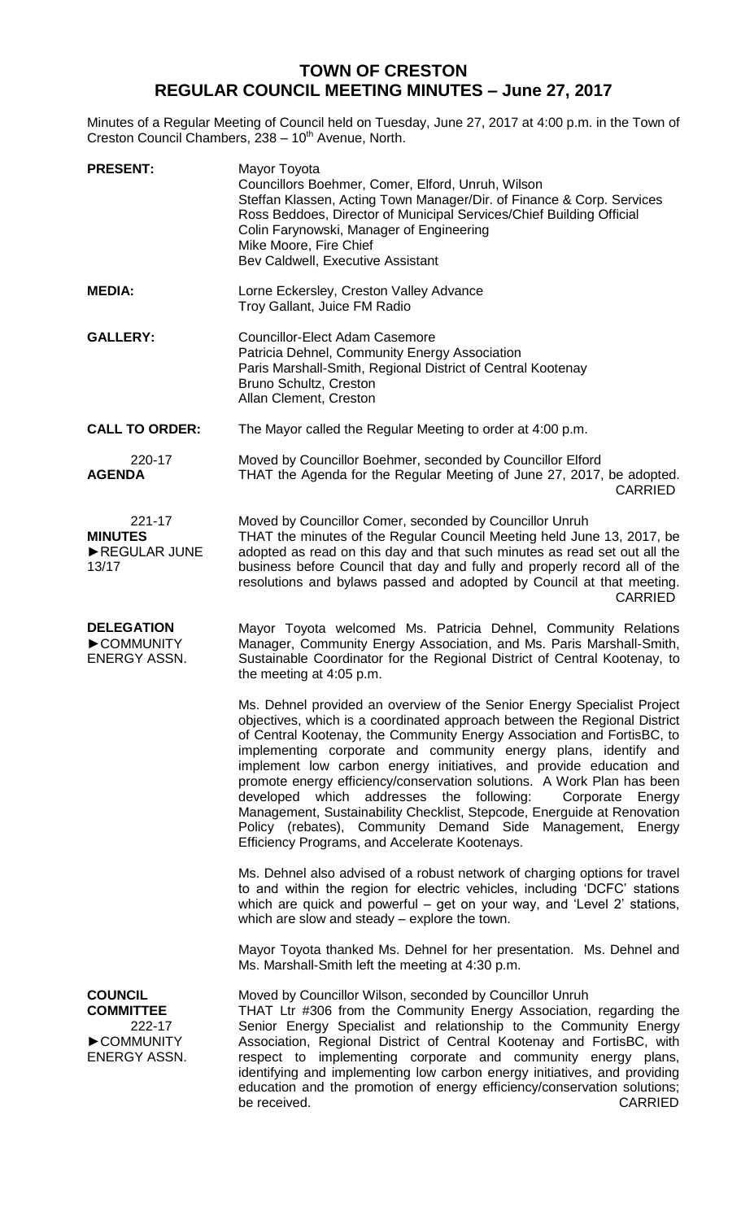# TOWN OF CRESTON
## REGULAR COUNCIL MEETING MINUTES – June 27, 2017

Minutes of a Regular Meeting of Council held on Tuesday, June 27, 2017 at 4:00 p.m. in the Town of Creston Council Chambers, 238 – 10th Avenue, North.

**PRESENT:**
Mayor Toyota
Councillors Boehmer, Comer, Elford, Unruh, Wilson
Steffan Klassen, Acting Town Manager/Dir. of Finance & Corp. Services
Ross Beddoes, Director of Municipal Services/Chief Building Official
Colin Farynowski, Manager of Engineering
Mike Moore, Fire Chief
Bev Caldwell, Executive Assistant

**MEDIA:**
Lorne Eckersley, Creston Valley Advance
Troy Gallant, Juice FM Radio

**GALLERY:**
Councillor-Elect Adam Casemore
Patricia Dehnel, Community Energy Association
Paris Marshall-Smith, Regional District of Central Kootenay
Bruno Schultz, Creston
Allan Clement, Creston

**CALL TO ORDER:**
The Mayor called the Regular Meeting to order at 4:00 p.m.

220-17
**AGENDA**

Moved by Councillor Boehmer, seconded by Councillor Elford
THAT the Agenda for the Regular Meeting of June 27, 2017, be adopted.
CARRIED

221-17
**MINUTES**
►REGULAR JUNE 13/17

Moved by Councillor Comer, seconded by Councillor Unruh
THAT the minutes of the Regular Council Meeting held June 13, 2017, be adopted as read on this day and that such minutes as read set out all the business before Council that day and fully and properly record all of the resolutions and bylaws passed and adopted by Council at that meeting.
CARRIED

**DELEGATION**
►COMMUNITY ENERGY ASSN.

Mayor Toyota welcomed Ms. Patricia Dehnel, Community Relations Manager, Community Energy Association, and Ms. Paris Marshall-Smith, Sustainable Coordinator for the Regional District of Central Kootenay, to the meeting at 4:05 p.m.

Ms. Dehnel provided an overview of the Senior Energy Specialist Project objectives, which is a coordinated approach between the Regional District of Central Kootenay, the Community Energy Association and FortisBC, to implementing corporate and community energy plans, identify and implement low carbon energy initiatives, and provide education and promote energy efficiency/conservation solutions. A Work Plan has been developed which addresses the following: Corporate Energy Management, Sustainability Checklist, Stepcode, Energuide at Renovation Policy (rebates), Community Demand Side Management, Energy Efficiency Programs, and Accelerate Kootenays.

Ms. Dehnel also advised of a robust network of charging options for travel to and within the region for electric vehicles, including 'DCFC' stations which are quick and powerful – get on your way, and 'Level 2' stations, which are slow and steady – explore the town.

Mayor Toyota thanked Ms. Dehnel for her presentation. Ms. Dehnel and Ms. Marshall-Smith left the meeting at 4:30 p.m.

**COUNCIL COMMITTEE**
222-17
►COMMUNITY ENERGY ASSN.

Moved by Councillor Wilson, seconded by Councillor Unruh
THAT Ltr #306 from the Community Energy Association, regarding the Senior Energy Specialist and relationship to the Community Energy Association, Regional District of Central Kootenay and FortisBC, with respect to implementing corporate and community energy plans, identifying and implementing low carbon energy initiatives, and providing education and the promotion of energy efficiency/conservation solutions; be received.
CARRIED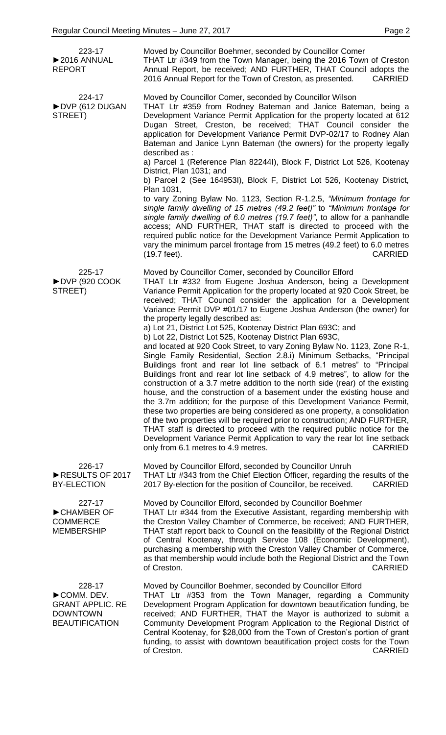**223-17**
**►2016 ANNUAL REPORT**

Moved by Councillor Boehmer, seconded by Councillor Comer
THAT Ltr #349 from the Town Manager, being the 2016 Town of Creston Annual Report, be received; AND FURTHER, THAT Council adopts the 2016 Annual Report for the Town of Creston, as presented. CARRIED

**224-17**
**►DVP (612 DUGAN STREET)**

Moved by Councillor Comer, seconded by Councillor Wilson
THAT Ltr #359 from Rodney Bateman and Janice Bateman, being a Development Variance Permit Application for the property located at 612 Dugan Street, Creston, be received; THAT Council consider the application for Development Variance Permit DVP-02/17 to Rodney Alan Bateman and Janice Lynn Bateman (the owners) for the property legally described as :

a) Parcel 1 (Reference Plan 82244I), Block F, District Lot 526, Kootenay District, Plan 1031; and

b) Parcel 2 (See 164953I), Block F, District Lot 526, Kootenay District, Plan 1031,

to vary Zoning Bylaw No. 1123, Section R-1.2.5, *"Minimum frontage for single family dwelling of 15 metres (49.2 feet)"* to *"Minimum frontage for single family dwelling of 6.0 metres (19.7 feet)"*, to allow for a panhandle access; AND FURTHER, THAT staff is directed to proceed with the required public notice for the Development Variance Permit Application to vary the minimum parcel frontage from 15 metres (49.2 feet) to 6.0 metres (19.7 feet). CARRIED

**225-17**
**►DVP (920 COOK STREET)**

Moved by Councillor Comer, seconded by Councillor Elford
THAT Ltr #332 from Eugene Joshua Anderson, being a Development Variance Permit Application for the property located at 920 Cook Street, be received; THAT Council consider the application for a Development Variance Permit DVP #01/17 to Eugene Joshua Anderson (the owner) for the property legally described as:

a) Lot 21, District Lot 525, Kootenay District Plan 693C; and

b) Lot 22, District Lot 525, Kootenay District Plan 693C,

and located at 920 Cook Street, to vary Zoning Bylaw No. 1123, Zone R-1, Single Family Residential, Section 2.8.i) Minimum Setbacks, "Principal Buildings front and rear lot line setback of 6.1 metres" to "Principal Buildings front and rear lot line setback of 4.9 metres", to allow for the construction of a 3.7 metre addition to the north side (rear) of the existing house, and the construction of a basement under the existing house and the 3.7m addition; for the purpose of this Development Variance Permit, these two properties are being considered as one property, a consolidation of the two properties will be required prior to construction; AND FURTHER, THAT staff is directed to proceed with the required public notice for the Development Variance Permit Application to vary the rear lot line setback only from 6.1 metres to 4.9 metres. CARRIED

**226-17**
**►RESULTS OF 2017 BY-ELECTION**

Moved by Councillor Elford, seconded by Councillor Unruh
THAT Ltr #343 from the Chief Election Officer, regarding the results of the 2017 By-election for the position of Councillor, be received. CARRIED

**227-17**
**►CHAMBER OF COMMERCE MEMBERSHIP**

Moved by Councillor Elford, seconded by Councillor Boehmer
THAT Ltr #344 from the Executive Assistant, regarding membership with the Creston Valley Chamber of Commerce, be received; AND FURTHER, THAT staff report back to Council on the feasibility of the Regional District of Central Kootenay, through Service 108 (Economic Development), purchasing a membership with the Creston Valley Chamber of Commerce, as that membership would include both the Regional District and the Town of Creston. CARRIED

**228-17**
**►COMM. DEV. GRANT APPLIC. RE DOWNTOWN BEAUTIFICATION**

Moved by Councillor Boehmer, seconded by Councillor Elford
THAT Ltr #353 from the Town Manager, regarding a Community Development Program Application for downtown beautification funding, be received; AND FURTHER, THAT the Mayor is authorized to submit a Community Development Program Application to the Regional District of Central Kootenay, for $28,000 from the Town of Creston's portion of grant funding, to assist with downtown beautification project costs for the Town of Creston. CARRIED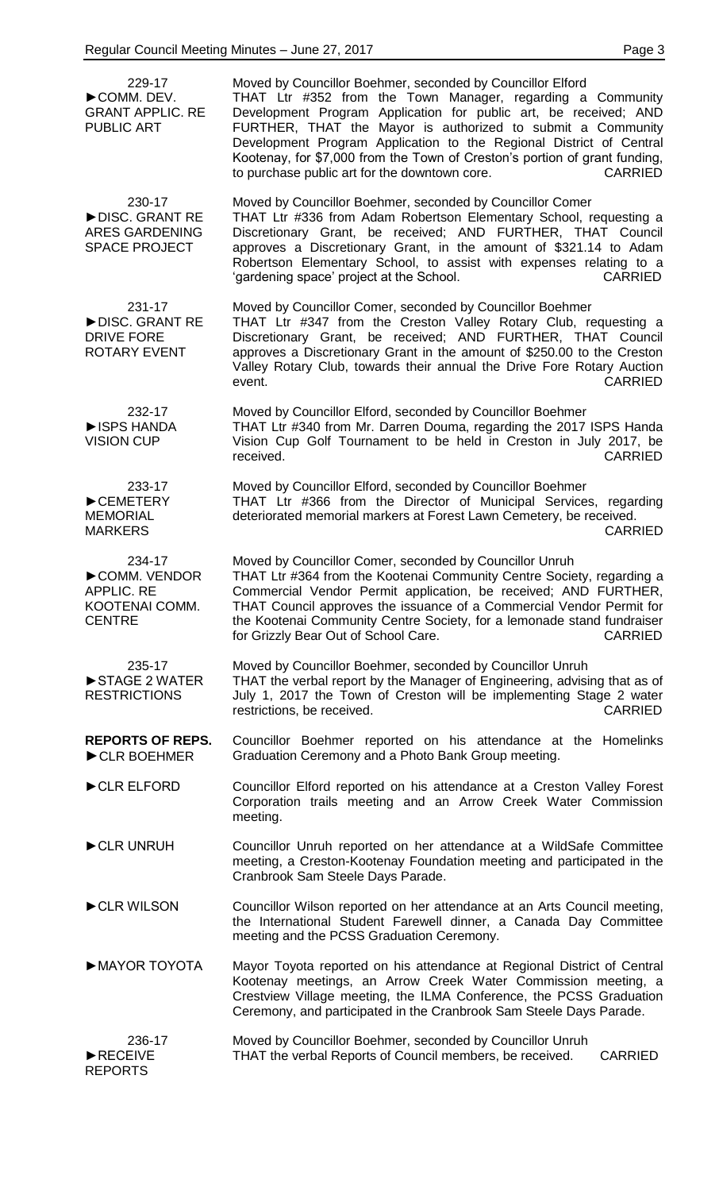**229-17**
**►COMM. DEV. GRANT APPLIC. RE PUBLIC ART**

Moved by Councillor Boehmer, seconded by Councillor Elford
THAT Ltr #352 from the Town Manager, regarding a Community Development Program Application for public art, be received; AND FURTHER, THAT the Mayor is authorized to submit a Community Development Program Application to the Regional District of Central Kootenay, for $7,000 from the Town of Creston's portion of grant funding, to purchase public art for the downtown core. CARRIED

**230-17**
**►DISC. GRANT RE ARES GARDENING SPACE PROJECT**

Moved by Councillor Boehmer, seconded by Councillor Comer
THAT Ltr #336 from Adam Robertson Elementary School, requesting a Discretionary Grant, be received; AND FURTHER, THAT Council approves a Discretionary Grant, in the amount of $321.14 to Adam Robertson Elementary School, to assist with expenses relating to a 'gardening space' project at the School. CARRIED

**231-17**
**►DISC. GRANT RE DRIVE FORE ROTARY EVENT**

Moved by Councillor Comer, seconded by Councillor Boehmer
THAT Ltr #347 from the Creston Valley Rotary Club, requesting a Discretionary Grant, be received; AND FURTHER, THAT Council approves a Discretionary Grant in the amount of $250.00 to the Creston Valley Rotary Club, towards their annual the Drive Fore Rotary Auction event. CARRIED

**232-17**
**►ISPS HANDA VISION CUP**

Moved by Councillor Elford, seconded by Councillor Boehmer
THAT Ltr #340 from Mr. Darren Douma, regarding the 2017 ISPS Handa Vision Cup Golf Tournament to be held in Creston in July 2017, be received. CARRIED

**233-17**
**►CEMETERY MEMORIAL MARKERS**

Moved by Councillor Elford, seconded by Councillor Boehmer
THAT Ltr #366 from the Director of Municipal Services, regarding deteriorated memorial markers at Forest Lawn Cemetery, be received. CARRIED

**234-17**
**►COMM. VENDOR APPLIC. RE KOOTENAI COMM. CENTRE**

Moved by Councillor Comer, seconded by Councillor Unruh
THAT Ltr #364 from the Kootenai Community Centre Society, regarding a Commercial Vendor Permit application, be received; AND FURTHER, THAT Council approves the issuance of a Commercial Vendor Permit for the Kootenai Community Centre Society, for a lemonade stand fundraiser for Grizzly Bear Out of School Care. CARRIED

**235-17**
**►STAGE 2 WATER RESTRICTIONS**

Moved by Councillor Boehmer, seconded by Councillor Unruh
THAT the verbal report by the Manager of Engineering, advising that as of July 1, 2017 the Town of Creston will be implementing Stage 2 water restrictions, be received. CARRIED

**REPORTS OF REPS.**
**►CLR BOEHMER**

Councillor Boehmer reported on his attendance at the Homelinks Graduation Ceremony and a Photo Bank Group meeting.

**►CLR ELFORD**

Councillor Elford reported on his attendance at a Creston Valley Forest Corporation trails meeting and an Arrow Creek Water Commission meeting.

**►CLR UNRUH**

Councillor Unruh reported on her attendance at a WildSafe Committee meeting, a Creston-Kootenay Foundation meeting and participated in the Cranbrook Sam Steele Days Parade.

**►CLR WILSON**

Councillor Wilson reported on her attendance at an Arts Council meeting, the International Student Farewell dinner, a Canada Day Committee meeting and the PCSS Graduation Ceremony.

**►MAYOR TOYOTA**

Mayor Toyota reported on his attendance at Regional District of Central Kootenay meetings, an Arrow Creek Water Commission meeting, a Crestview Village meeting, the ILMA Conference, the PCSS Graduation Ceremony, and participated in the Cranbrook Sam Steele Days Parade.

**236-17**
**►RECEIVE REPORTS**

Moved by Councillor Boehmer, seconded by Councillor Unruh
THAT the verbal Reports of Council members, be received. CARRIED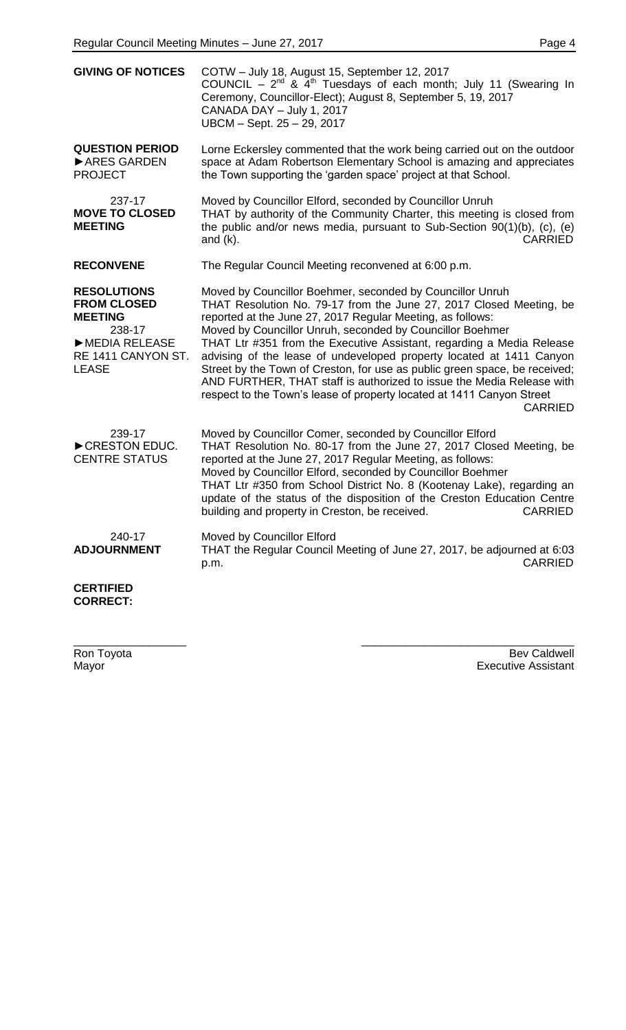**GIVING OF NOTICES**

COTW – July 18, August 15, September 12, 2017
COUNCIL – 2nd & 4th Tuesdays of each month; July 11 (Swearing In Ceremony, Councillor-Elect); August 8, September 5, 19, 2017
CANADA DAY – July 1, 2017
UBCM – Sept. 25 – 29, 2017

**QUESTION PERIOD**
►ARES GARDEN PROJECT

Lorne Eckersley commented that the work being carried out on the outdoor space at Adam Robertson Elementary School is amazing and appreciates the Town supporting the 'garden space' project at that School.

237-17
**MOVE TO CLOSED MEETING**

Moved by Councillor Elford, seconded by Councillor Unruh
THAT by authority of the Community Charter, this meeting is closed from the public and/or news media, pursuant to Sub-Section 90(1)(b), (c), (e) and (k). CARRIED

**RECONVENE**

The Regular Council Meeting reconvened at 6:00 p.m.

**RESOLUTIONS FROM CLOSED MEETING**
238-17
►MEDIA RELEASE RE 1411 CANYON ST. LEASE

Moved by Councillor Boehmer, seconded by Councillor Unruh
THAT Resolution No. 79-17 from the June 27, 2017 Closed Meeting, be reported at the June 27, 2017 Regular Meeting, as follows:
Moved by Councillor Unruh, seconded by Councillor Boehmer
THAT Ltr #351 from the Executive Assistant, regarding a Media Release advising of the lease of undeveloped property located at 1411 Canyon Street by the Town of Creston, for use as public green space, be received; AND FURTHER, THAT staff is authorized to issue the Media Release with respect to the Town's lease of property located at 1411 Canyon Street
CARRIED

239-17
►CRESTON EDUC. CENTRE STATUS

Moved by Councillor Comer, seconded by Councillor Elford
THAT Resolution No. 80-17 from the June 27, 2017 Closed Meeting, be reported at the June 27, 2017 Regular Meeting, as follows:
Moved by Councillor Elford, seconded by Councillor Boehmer
THAT Ltr #350 from School District No. 8 (Kootenay Lake), regarding an update of the status of the disposition of the Creston Education Centre building and property in Creston, be received. CARRIED

240-17
**ADJOURNMENT**

Moved by Councillor Elford
THAT the Regular Council Meeting of June 27, 2017, be adjourned at 6:03 p.m. CARRIED

**CERTIFIED CORRECT:**

\_\_\_\_\_\_\_\_\_\_\_\_\_\_\_\_\_\_
Ron Toyota
Mayor

\_\_\_\_\_\_\_\_\_\_\_\_\_\_\_\_\_\_
Bev Caldwell
Executive Assistant